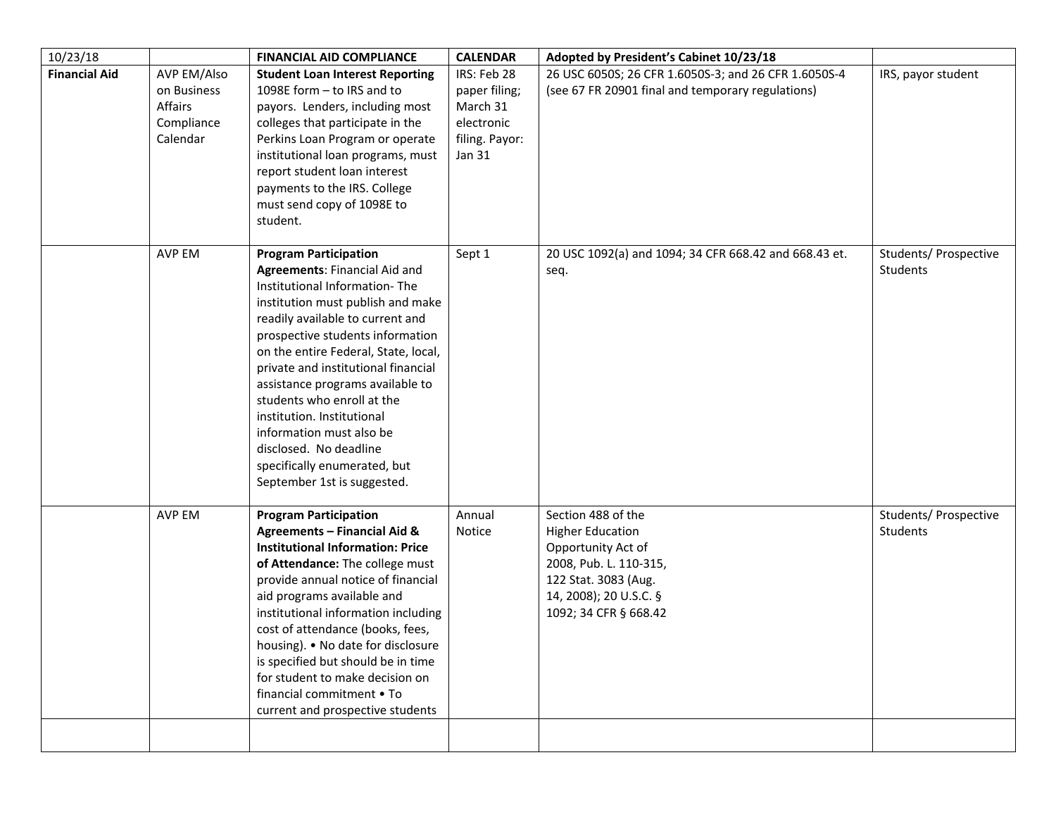| 10/23/18 | | FINANCIAL AID COMPLIANCE | CALENDAR | Adopted by President's Cabinet 10/23/18 | |
|---|---|---|---|---|---|
| **Financial Aid** | AVP EM/Also on Business Affairs Compliance Calendar | **Student Loan Interest Reporting** 1098E form – to IRS and to payors. Lenders, including most colleges that participate in the Perkins Loan Program or operate institutional loan programs, must report student loan interest payments to the IRS. College must send copy of 1098E to student. | IRS: Feb 28 paper filing; March 31 electronic filing. Payor: Jan 31 | 26 USC 6050S; 26 CFR 1.6050S-3; and 26 CFR 1.6050S-4 (see 67 FR 20901 final and temporary regulations) | IRS, payor student |
| | AVP EM | **Program Participation Agreements**: Financial Aid and Institutional Information- The institution must publish and make readily available to current and prospective students information on the entire Federal, State, local, private and institutional financial assistance programs available to students who enroll at the institution. Institutional information must also be disclosed. No deadline specifically enumerated, but September 1st is suggested. | Sept 1 | 20 USC 1092(a) and 1094; 34 CFR 668.42 and 668.43 et. seq. | Students/ Prospective Students |
| | AVP EM | **Program Participation Agreements – Financial Aid & Institutional Information: Price of Attendance:** The college must provide annual notice of financial aid programs available and institutional information including cost of attendance (books, fees, housing). • No date for disclosure is specified but should be in time for student to make decision on financial commitment • To current and prospective students | Annual Notice | Section 488 of the Higher Education Opportunity Act of 2008, Pub. L. 110-315, 122 Stat. 3083 (Aug. 14, 2008); 20 U.S.C. § 1092; 34 CFR § 668.42 | Students/ Prospective Students |
| | | | | | |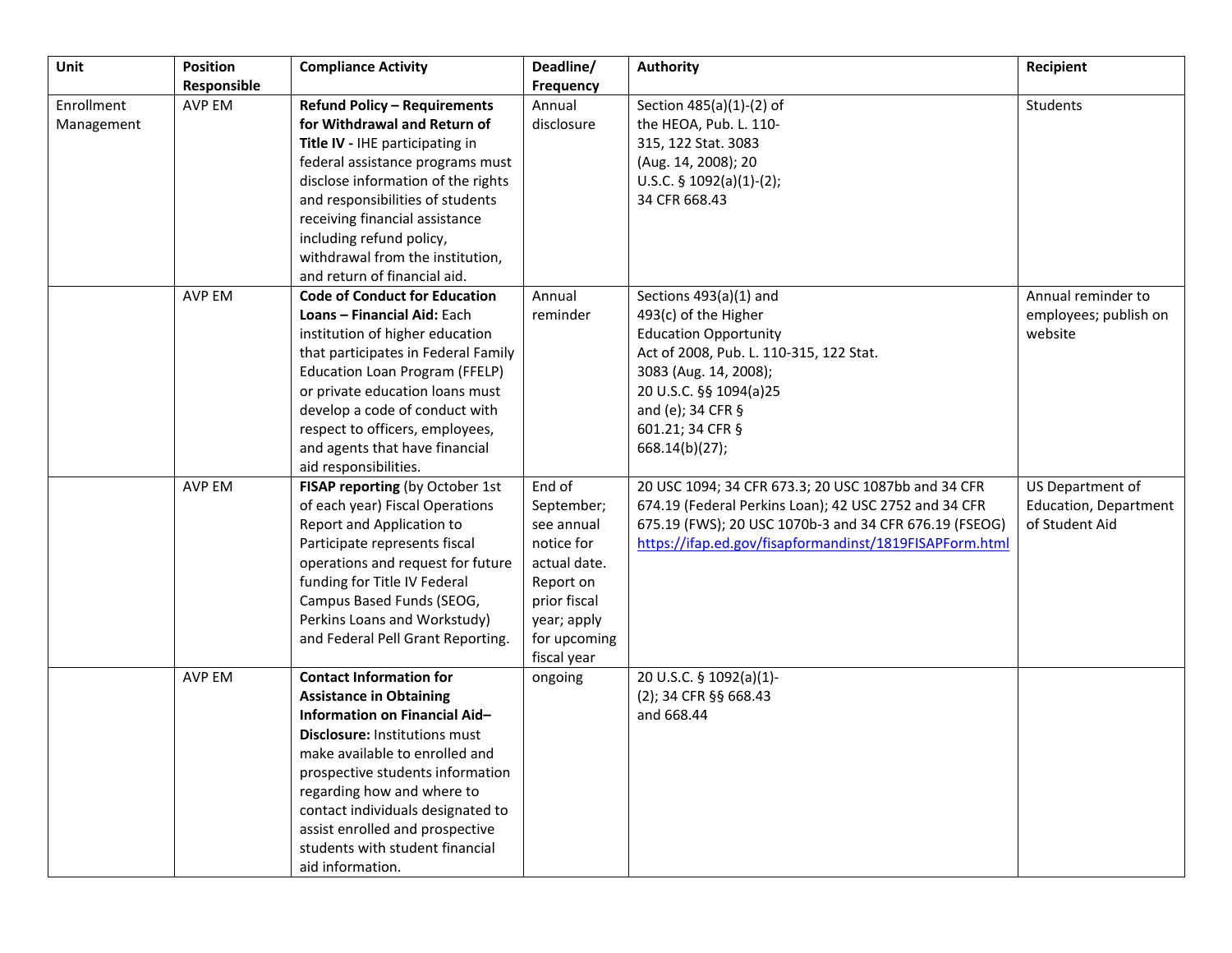| Unit | Position Responsible | Compliance Activity | Deadline/ Frequency | Authority | Recipient |
|---|---|---|---|---|---|
| Enrollment Management | AVP EM | **Refund Policy – Requirements for Withdrawal and Return of Title IV -** IHE participating in federal assistance programs must disclose information of the rights and responsibilities of students receiving financial assistance including refund policy, withdrawal from the institution, and return of financial aid. | Annual disclosure | Section 485(a)(1)-(2) of the HEOA, Pub. L. 110-315, 122 Stat. 3083 (Aug. 14, 2008); 20 U.S.C. § 1092(a)(1)-(2); 34 CFR 668.43 | Students |
| | AVP EM | **Code of Conduct for Education Loans – Financial Aid:** Each institution of higher education that participates in Federal Family Education Loan Program (FFELP) or private education loans must develop a code of conduct with respect to officers, employees, and agents that have financial aid responsibilities. | Annual reminder | Sections 493(a)(1) and 493(c) of the Higher Education Opportunity Act of 2008, Pub. L. 110-315, 122 Stat. 3083 (Aug. 14, 2008); 20 U.S.C. §§ 1094(a)25 and (e); 34 CFR § 601.21; 34 CFR § 668.14(b)(27); | Annual reminder to employees; publish on website |
| | AVP EM | **FISAP reporting** (by October 1st of each year) Fiscal Operations Report and Application to Participate represents fiscal operations and request for future funding for Title IV Federal Campus Based Funds (SEOG, Perkins Loans and Workstudy) and Federal Pell Grant Reporting. | End of September; see annual notice for actual date. Report on prior fiscal year; apply for upcoming fiscal year | 20 USC 1094; 34 CFR 673.3; 20 USC 1087bb and 34 CFR 674.19 (Federal Perkins Loan); 42 USC 2752 and 34 CFR 675.19 (FWS); 20 USC 1070b-3 and 34 CFR 676.19 (FSEOG) https://ifap.ed.gov/fisapformandinst/1819FISAPForm.html | US Department of Education, Department of Student Aid |
| | AVP EM | **Contact Information for Assistance in Obtaining Information on Financial Aid– Disclosure:** Institutions must make available to enrolled and prospective students information regarding how and where to contact individuals designated to assist enrolled and prospective students with student financial aid information. | ongoing | 20 U.S.C. § 1092(a)(1)-(2); 34 CFR §§ 668.43 and 668.44 | |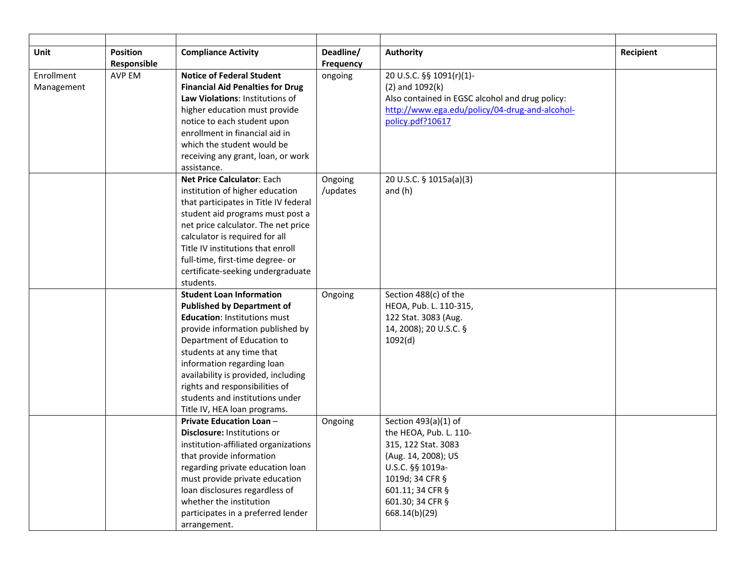| Unit | Position Responsible | Compliance Activity | Deadline/ Frequency | Authority | Recipient |
|---|---|---|---|---|---|
| Enrollment Management | AVP EM | **Notice of Federal Student Financial Aid Penalties for Drug Law Violations**: Institutions of higher education must provide notice to each student upon enrollment in financial aid in which the student would be receiving any grant, loan, or work assistance. | ongoing | 20 U.S.C. §§ 1091(r)(1)-(2) and 1092(k) Also contained in EGSC alcohol and drug policy: [http://www.ega.edu/policy/04-drug-and-alcohol-policy.pdf?10617](http://www.ega.edu/policy/04-drug-and-alcohol-policy.pdf?10617) | |
| | | **Net Price Calculator**: Each institution of higher education that participates in Title IV federal student aid programs must post a net price calculator. The net price calculator is required for all Title IV institutions that enroll full-time, first-time degree- or certificate-seeking undergraduate students. | Ongoing /updates | 20 U.S.C. § 1015a(a)(3) and (h) | |
| | | **Student Loan Information Published by Department of Education**: Institutions must provide information published by Department of Education to students at any time that information regarding loan availability is provided, including rights and responsibilities of students and institutions under Title IV, HEA loan programs. | Ongoing | Section 488(c) of the HEOA, Pub. L. 110-315, 122 Stat. 3083 (Aug. 14, 2008); 20 U.S.C. § 1092(d) | |
| | | **Private Education Loan – Disclosure:** Institutions or institution-affiliated organizations that provide information regarding private education loan must provide private education loan disclosures regardless of whether the institution participates in a preferred lender arrangement. | Ongoing | Section 493(a)(1) of the HEOA, Pub. L. 110-315, 122 Stat. 3083 (Aug. 14, 2008); US U.S.C. §§ 1019a-1019d; 34 CFR § 601.11; 34 CFR § 601.30; 34 CFR § 668.14(b)(29) | |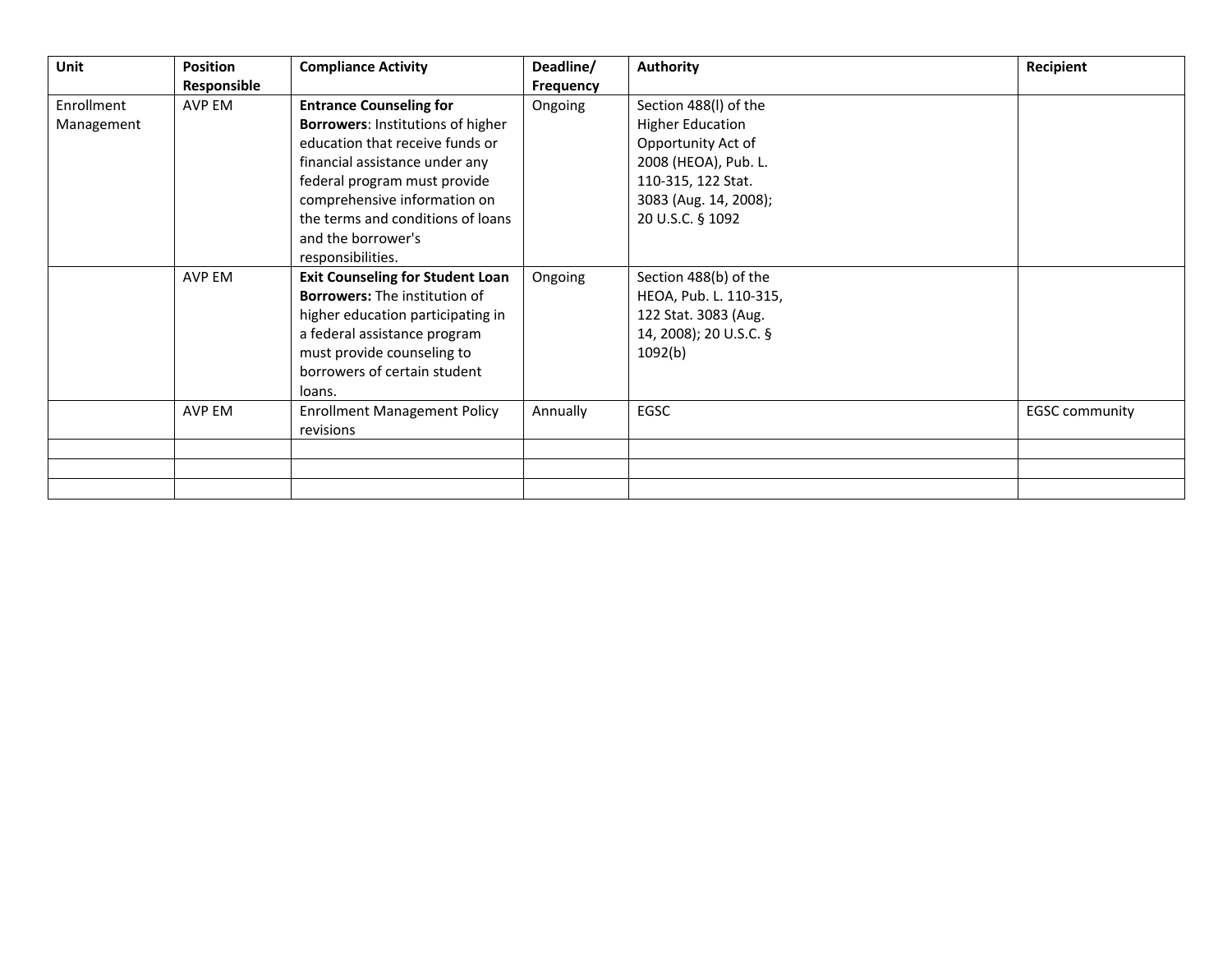| Unit | Position Responsible | Compliance Activity | Deadline/ Frequency | Authority | Recipient |
|---|---|---|---|---|---|
| Enrollment Management | AVP EM | **Entrance Counseling for Borrowers**: Institutions of higher education that receive funds or financial assistance under any federal program must provide comprehensive information on the terms and conditions of loans and the borrower's responsibilities. | Ongoing | Section 488(l) of the Higher Education Opportunity Act of 2008 (HEOA), Pub. L. 110-315, 122 Stat. 3083 (Aug. 14, 2008); 20 U.S.C. § 1092 | |
| | AVP EM | **Exit Counseling for Student Loan Borrowers:** The institution of higher education participating in a federal assistance program must provide counseling to borrowers of certain student loans. | Ongoing | Section 488(b) of the HEOA, Pub. L. 110-315, 122 Stat. 3083 (Aug. 14, 2008); 20 U.S.C. § 1092(b) | |
| | AVP EM | Enrollment Management Policy revisions | Annually | EGSC | EGSC community |
| | | | | | |
| | | | | | |
| | | | | | |